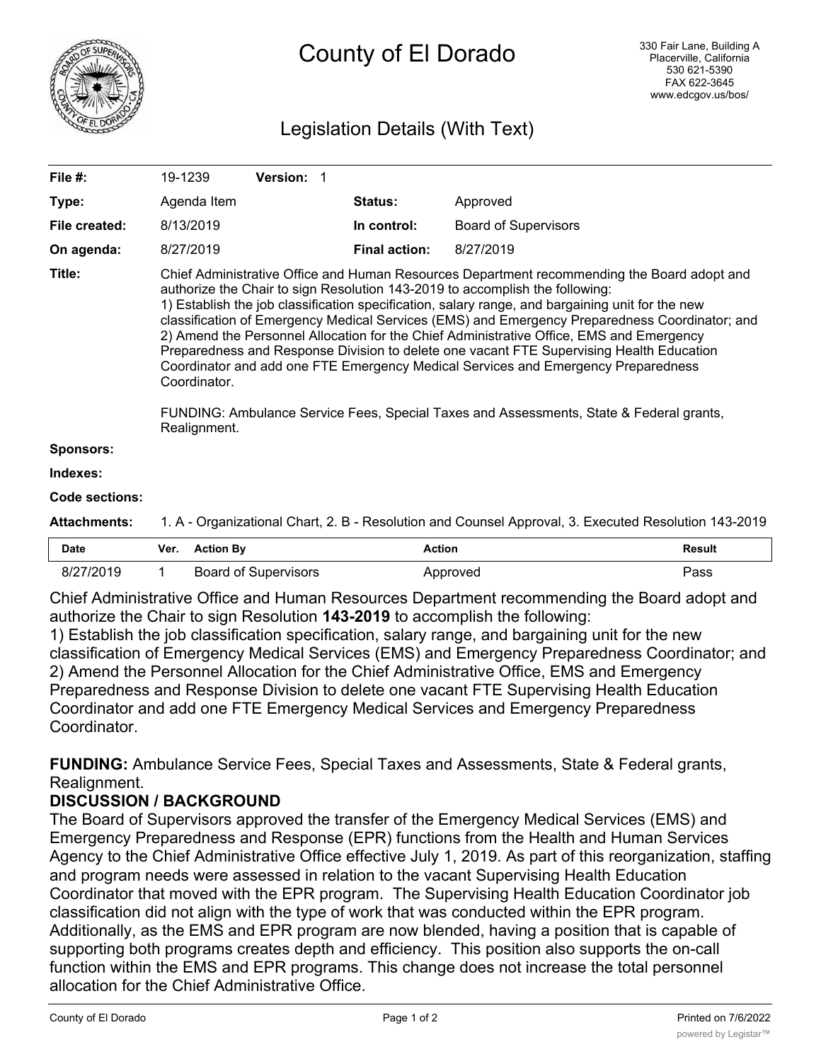# County of El Dorado

330 Fair Lane, Building A
Placerville, California
530 621-5390
FAX 622-3645
www.edcgov.us/bos/

## Legislation Details (With Text)

| | | | |
|---|---|---|---|
| **File #:** | 19-1239 **Version:** 1 | | |
| **Type:** | Agenda Item | **Status:** | Approved |
| **File created:** | 8/13/2019 | **In control:** | Board of Supervisors |
| **On agenda:** | 8/27/2019 | **Final action:** | 8/27/2019 |

**Title:** Chief Administrative Office and Human Resources Department recommending the Board adopt and authorize the Chair to sign Resolution 143-2019 to accomplish the following:
1) Establish the job classification specification, salary range, and bargaining unit for the new classification of Emergency Medical Services (EMS) and Emergency Preparedness Coordinator; and
2) Amend the Personnel Allocation for the Chief Administrative Office, EMS and Emergency Preparedness and Response Division to delete one vacant FTE Supervising Health Education Coordinator and add one FTE Emergency Medical Services and Emergency Preparedness Coordinator.

FUNDING: Ambulance Service Fees, Special Taxes and Assessments, State & Federal grants, Realignment.

**Sponsors:**

**Indexes:**

**Code sections:**

**Attachments:** 1. A - Organizational Chart, 2. B - Resolution and Counsel Approval, 3. Executed Resolution 143-2019

| Date | Ver. | Action By | Action | Result |
|---|---|---|---|---|
| 8/27/2019 | 1 | Board of Supervisors | Approved | Pass |

Chief Administrative Office and Human Resources Department recommending the Board adopt and authorize the Chair to sign Resolution **143-2019** to accomplish the following:
1) Establish the job classification specification, salary range, and bargaining unit for the new classification of Emergency Medical Services (EMS) and Emergency Preparedness Coordinator; and
2) Amend the Personnel Allocation for the Chief Administrative Office, EMS and Emergency Preparedness and Response Division to delete one vacant FTE Supervising Health Education Coordinator and add one FTE Emergency Medical Services and Emergency Preparedness Coordinator.

**FUNDING:** Ambulance Service Fees, Special Taxes and Assessments, State & Federal grants, Realignment.

**DISCUSSION / BACKGROUND**

The Board of Supervisors approved the transfer of the Emergency Medical Services (EMS) and Emergency Preparedness and Response (EPR) functions from the Health and Human Services Agency to the Chief Administrative Office effective July 1, 2019. As part of this reorganization, staffing and program needs were assessed in relation to the vacant Supervising Health Education Coordinator that moved with the EPR program. The Supervising Health Education Coordinator job classification did not align with the type of work that was conducted within the EPR program. Additionally, as the EMS and EPR program are now blended, having a position that is capable of supporting both programs creates depth and efficiency. This position also supports the on-call function within the EMS and EPR programs. This change does not increase the total personnel allocation for the Chief Administrative Office.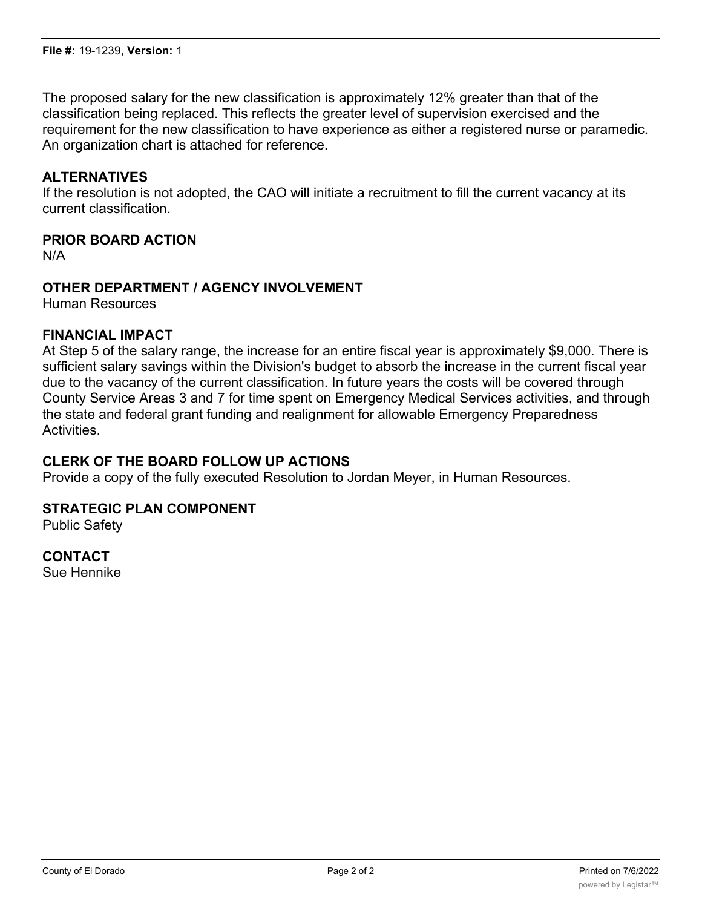The proposed salary for the new classification is approximately 12% greater than that of the classification being replaced. This reflects the greater level of supervision exercised and the requirement for the new classification to have experience as either a registered nurse or paramedic. An organization chart is attached for reference.

## ALTERNATIVES

If the resolution is not adopted, the CAO will initiate a recruitment to fill the current vacancy at its current classification.

## PRIOR BOARD ACTION

N/A

## OTHER DEPARTMENT / AGENCY INVOLVEMENT

Human Resources

## FINANCIAL IMPACT

At Step 5 of the salary range, the increase for an entire fiscal year is approximately $9,000. There is sufficient salary savings within the Division's budget to absorb the increase in the current fiscal year due to the vacancy of the current classification. In future years the costs will be covered through County Service Areas 3 and 7 for time spent on Emergency Medical Services activities, and through the state and federal grant funding and realignment for allowable Emergency Preparedness Activities.

## CLERK OF THE BOARD FOLLOW UP ACTIONS

Provide a copy of the fully executed Resolution to Jordan Meyer, in Human Resources.

## STRATEGIC PLAN COMPONENT

Public Safety

## CONTACT

Sue Hennike